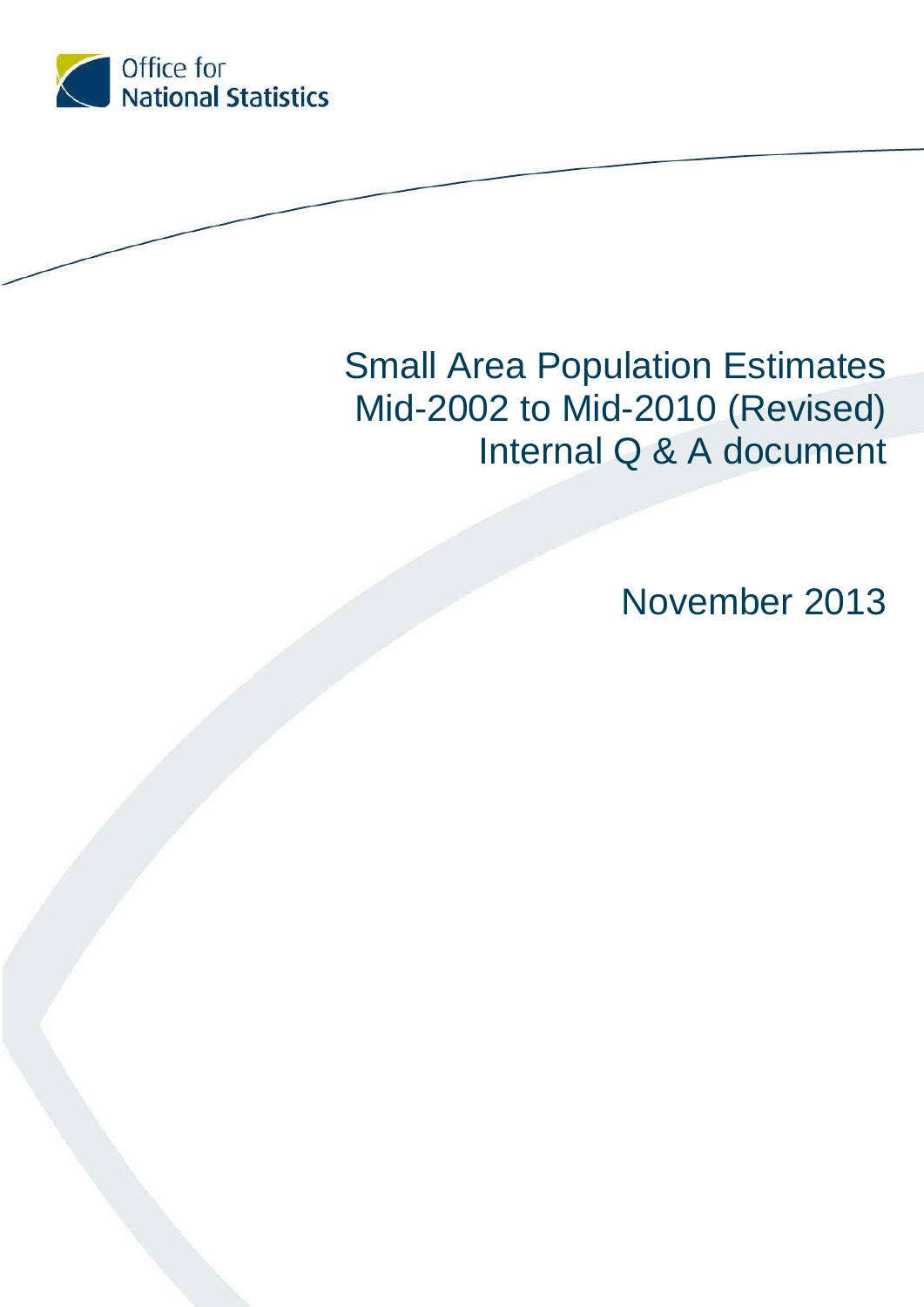Office for National Statistics

# Small Area Population Estimates Mid-2002 to Mid-2010 (Revised) Internal Q & A document

November 2013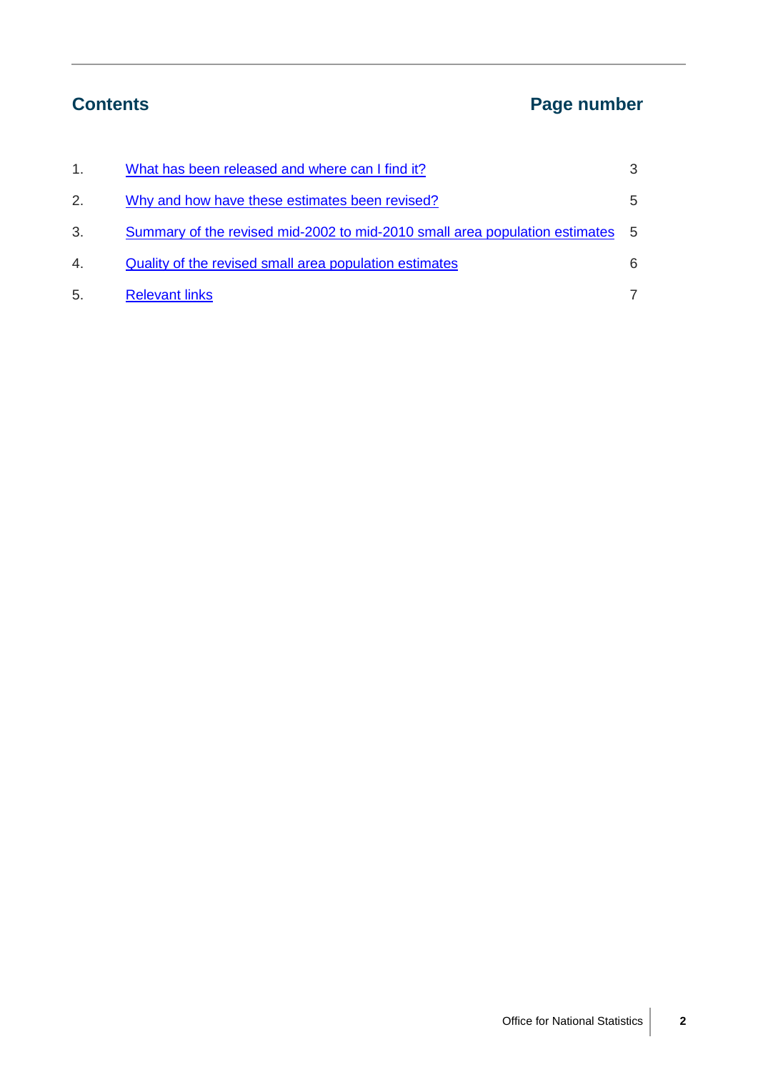## Contents

| | Contents | Page number |
|---|---|---|
| 1. | What has been released and where can I find it? | 3 |
| 2. | Why and how have these estimates been revised? | 5 |
| 3. | Summary of the revised mid-2002 to mid-2010 small area population estimates | 5 |
| 4. | Quality of the revised small area population estimates | 6 |
| 5. | Relevant links | 7 |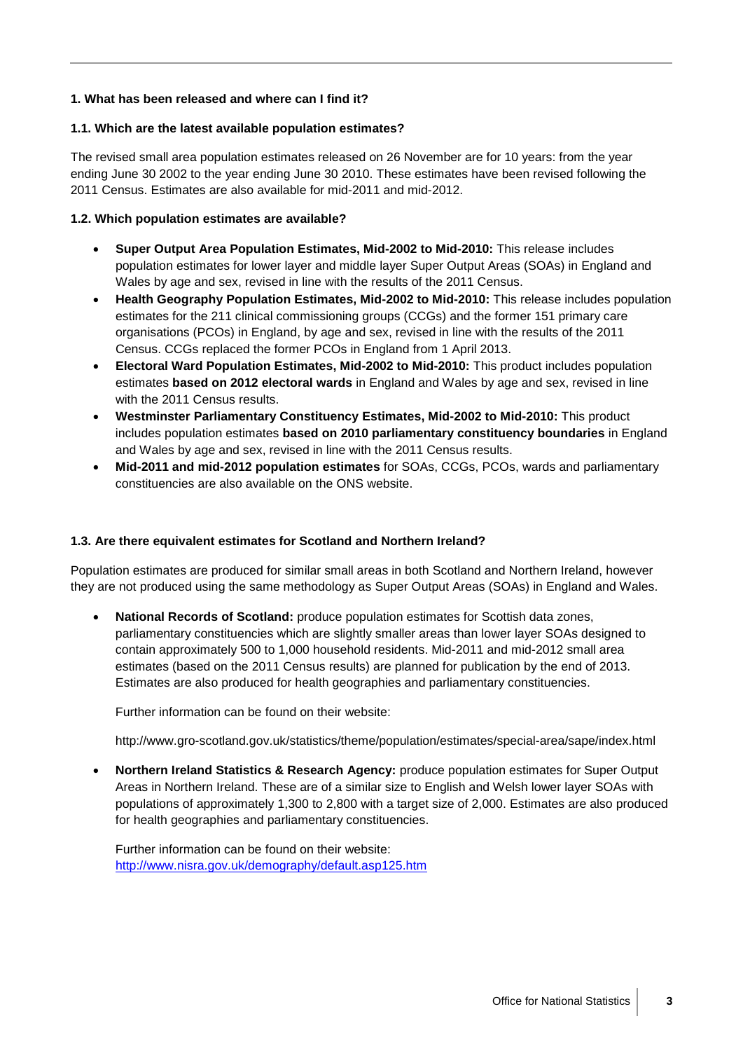### 1. What has been released and where can I find it?

#### 1.1. Which are the latest available population estimates?

The revised small area population estimates released on 26 November are for 10 years: from the year ending June 30 2002 to the year ending June 30 2010. These estimates have been revised following the 2011 Census. Estimates are also available for mid-2011 and mid-2012.

#### 1.2. Which population estimates are available?

- **Super Output Area Population Estimates, Mid-2002 to Mid-2010:** This release includes population estimates for lower layer and middle layer Super Output Areas (SOAs) in England and Wales by age and sex, revised in line with the results of the 2011 Census.
- **Health Geography Population Estimates, Mid-2002 to Mid-2010:** This release includes population estimates for the 211 clinical commissioning groups (CCGs) and the former 151 primary care organisations (PCOs) in England, by age and sex, revised in line with the results of the 2011 Census. CCGs replaced the former PCOs in England from 1 April 2013.
- **Electoral Ward Population Estimates, Mid-2002 to Mid-2010:** This product includes population estimates **based on 2012 electoral wards** in England and Wales by age and sex, revised in line with the 2011 Census results.
- **Westminster Parliamentary Constituency Estimates, Mid-2002 to Mid-2010:** This product includes population estimates **based on 2010 parliamentary constituency boundaries** in England and Wales by age and sex, revised in line with the 2011 Census results.
- **Mid-2011 and mid-2012 population estimates** for SOAs, CCGs, PCOs, wards and parliamentary constituencies are also available on the ONS website.

#### 1.3. Are there equivalent estimates for Scotland and Northern Ireland?

Population estimates are produced for similar small areas in both Scotland and Northern Ireland, however they are not produced using the same methodology as Super Output Areas (SOAs) in England and Wales.

- **National Records of Scotland:** produce population estimates for Scottish data zones, parliamentary constituencies which are slightly smaller areas than lower layer SOAs designed to contain approximately 500 to 1,000 household residents. Mid-2011 and mid-2012 small area estimates (based on the 2011 Census results) are planned for publication by the end of 2013. Estimates are also produced for health geographies and parliamentary constituencies.

  Further information can be found on their website:

  http://www.gro-scotland.gov.uk/statistics/theme/population/estimates/special-area/sape/index.html

- **Northern Ireland Statistics & Research Agency:** produce population estimates for Super Output Areas in Northern Ireland. These are of a similar size to English and Welsh lower layer SOAs with populations of approximately 1,300 to 2,800 with a target size of 2,000. Estimates are also produced for health geographies and parliamentary constituencies.

  Further information can be found on their website:
  [http://www.nisra.gov.uk/demography/default.asp125.htm](http://www.nisra.gov.uk/demography/default.asp125.htm)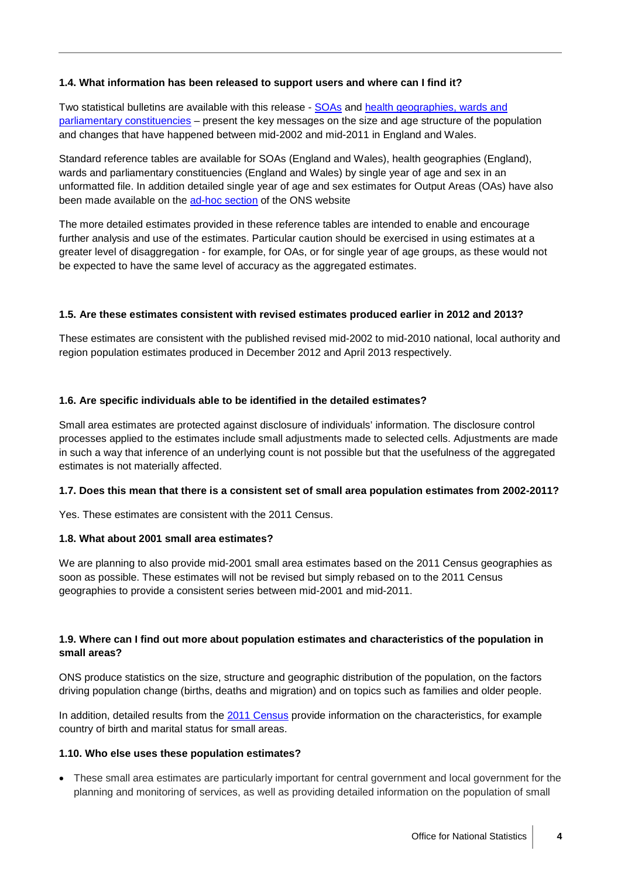**1.4. What information has been released to support users and where can I find it?**

Two statistical bulletins are available with this release - SOAs and health geographies, wards and parliamentary constituencies – present the key messages on the size and age structure of the population and changes that have happened between mid-2002 and mid-2011 in England and Wales.

Standard reference tables are available for SOAs (England and Wales), health geographies (England), wards and parliamentary constituencies (England and Wales) by single year of age and sex in an unformatted file. In addition detailed single year of age and sex estimates for Output Areas (OAs) have also been made available on the ad-hoc section of the ONS website

The more detailed estimates provided in these reference tables are intended to enable and encourage further analysis and use of the estimates. Particular caution should be exercised in using estimates at a greater level of disaggregation - for example, for OAs, or for single year of age groups, as these would not be expected to have the same level of accuracy as the aggregated estimates.

**1.5. Are these estimates consistent with revised estimates produced earlier in 2012 and 2013?**

These estimates are consistent with the published revised mid-2002 to mid-2010 national, local authority and region population estimates produced in December 2012 and April 2013 respectively.

**1.6. Are specific individuals able to be identified in the detailed estimates?**

Small area estimates are protected against disclosure of individuals' information. The disclosure control processes applied to the estimates include small adjustments made to selected cells. Adjustments are made in such a way that inference of an underlying count is not possible but that the usefulness of the aggregated estimates is not materially affected.

**1.7. Does this mean that there is a consistent set of small area population estimates from 2002-2011?**

Yes. These estimates are consistent with the 2011 Census.

**1.8. What about 2001 small area estimates?**

We are planning to also provide mid-2001 small area estimates based on the 2011 Census geographies as soon as possible. These estimates will not be revised but simply rebased on to the 2011 Census geographies to provide a consistent series between mid-2001 and mid-2011.

**1.9. Where can I find out more about population estimates and characteristics of the population in small areas?**

ONS produce statistics on the size, structure and geographic distribution of the population, on the factors driving population change (births, deaths and migration) and on topics such as families and older people.

In addition, detailed results from the 2011 Census provide information on the characteristics, for example country of birth and marital status for small areas.

**1.10. Who else uses these population estimates?**

- These small area estimates are particularly important for central government and local government for the planning and monitoring of services, as well as providing detailed information on the population of small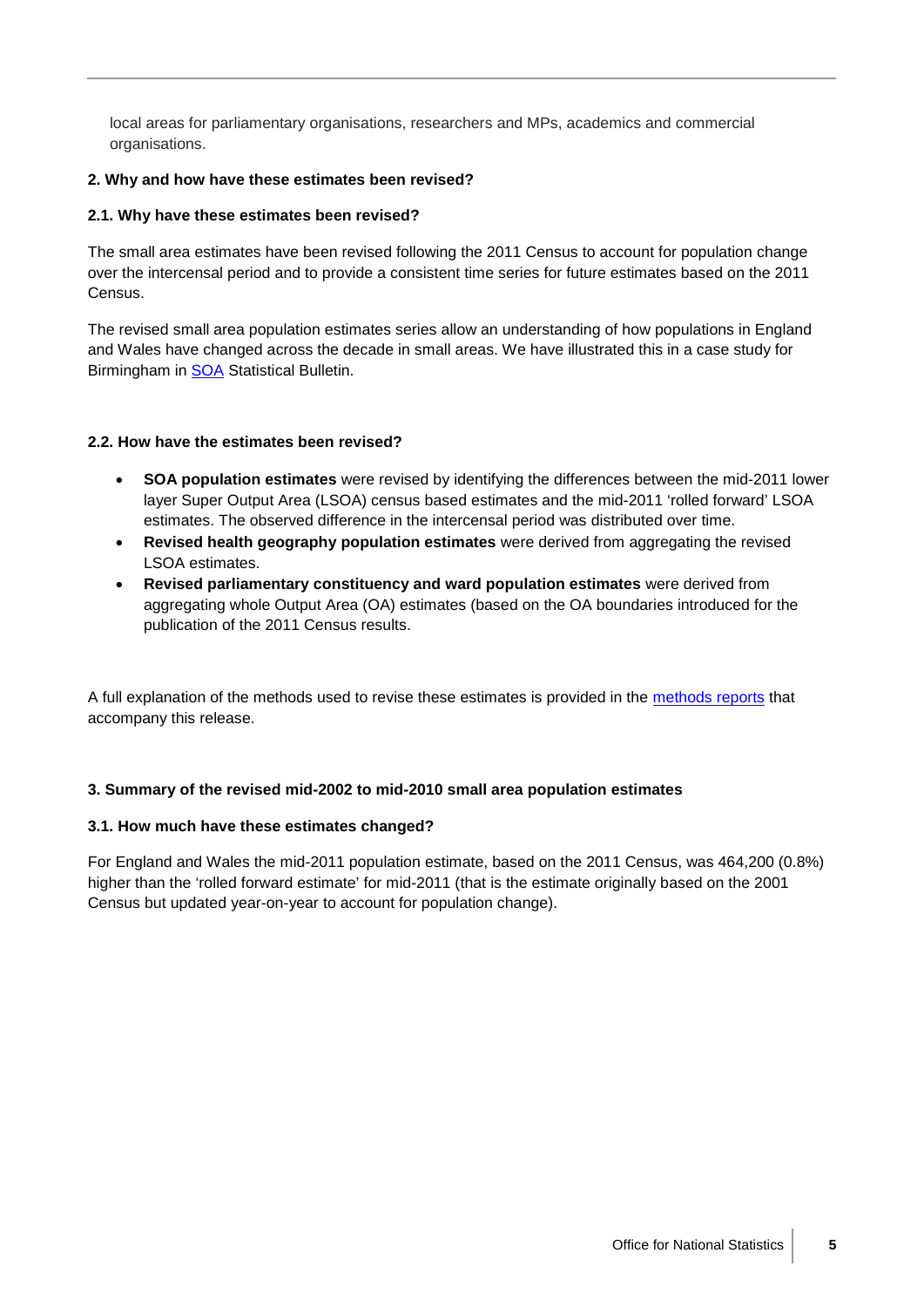local areas for parliamentary organisations, researchers and MPs, academics and commercial organisations.

### 2. Why and how have these estimates been revised?

#### 2.1. Why have these estimates been revised?

The small area estimates have been revised following the 2011 Census to account for population change over the intercensal period and to provide a consistent time series for future estimates based on the 2011 Census.

The revised small area population estimates series allow an understanding of how populations in England and Wales have changed across the decade in small areas. We have illustrated this in a case study for Birmingham in SOA Statistical Bulletin.

#### 2.2. How have the estimates been revised?

- **SOA population estimates** were revised by identifying the differences between the mid-2011 lower layer Super Output Area (LSOA) census based estimates and the mid-2011 'rolled forward' LSOA estimates. The observed difference in the intercensal period was distributed over time.
- **Revised health geography population estimates** were derived from aggregating the revised LSOA estimates.
- **Revised parliamentary constituency and ward population estimates** were derived from aggregating whole Output Area (OA) estimates (based on the OA boundaries introduced for the publication of the 2011 Census results.

A full explanation of the methods used to revise these estimates is provided in the methods reports that accompany this release.

### 3. Summary of the revised mid-2002 to mid-2010 small area population estimates

#### 3.1. How much have these estimates changed?

For England and Wales the mid-2011 population estimate, based on the 2011 Census, was 464,200 (0.8%) higher than the 'rolled forward estimate' for mid-2011 (that is the estimate originally based on the 2001 Census but updated year-on-year to account for population change).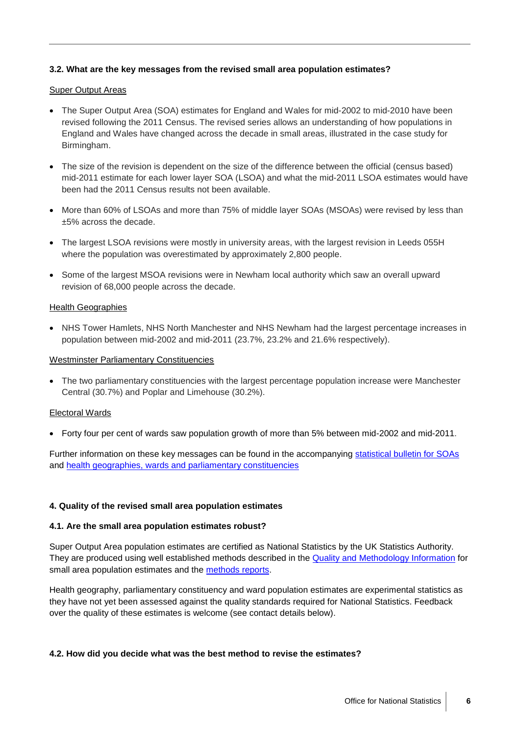### 3.2. What are the key messages from the revised small area population estimates?

Super Output Areas

- The Super Output Area (SOA) estimates for England and Wales for mid-2002 to mid-2010 have been revised following the 2011 Census. The revised series allows an understanding of how populations in England and Wales have changed across the decade in small areas, illustrated in the case study for Birmingham.
- The size of the revision is dependent on the size of the difference between the official (census based) mid-2011 estimate for each lower layer SOA (LSOA) and what the mid-2011 LSOA estimates would have been had the 2011 Census results not been available.
- More than 60% of LSOAs and more than 75% of middle layer SOAs (MSOAs) were revised by less than ±5% across the decade.
- The largest LSOA revisions were mostly in university areas, with the largest revision in Leeds 055H where the population was overestimated by approximately 2,800 people.
- Some of the largest MSOA revisions were in Newham local authority which saw an overall upward revision of 68,000 people across the decade.

Health Geographies

- NHS Tower Hamlets, NHS North Manchester and NHS Newham had the largest percentage increases in population between mid-2002 and mid-2011 (23.7%, 23.2% and 21.6% respectively).

Westminster Parliamentary Constituencies

- The two parliamentary constituencies with the largest percentage population increase were Manchester Central (30.7%) and Poplar and Limehouse (30.2%).

Electoral Wards

- Forty four per cent of wards saw population growth of more than 5% between mid-2002 and mid-2011.

Further information on these key messages can be found in the accompanying statistical bulletin for SOAs and health geographies, wards and parliamentary constituencies

## 4. Quality of the revised small area population estimates

### 4.1. Are the small area population estimates robust?

Super Output Area population estimates are certified as National Statistics by the UK Statistics Authority. They are produced using well established methods described in the Quality and Methodology Information for small area population estimates and the methods reports.

Health geography, parliamentary constituency and ward population estimates are experimental statistics as they have not yet been assessed against the quality standards required for National Statistics. Feedback over the quality of these estimates is welcome (see contact details below).

### 4.2. How did you decide what was the best method to revise the estimates?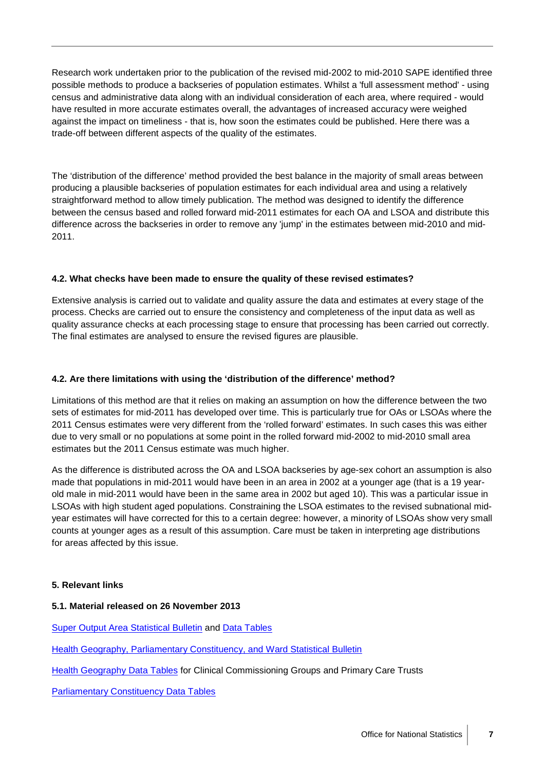Research work undertaken prior to the publication of the revised mid-2002 to mid-2010 SAPE identified three possible methods to produce a backseries of population estimates. Whilst a 'full assessment method' - using census and administrative data along with an individual consideration of each area, where required - would have resulted in more accurate estimates overall, the advantages of increased accuracy were weighed against the impact on timeliness - that is, how soon the estimates could be published. Here there was a trade-off between different aspects of the quality of the estimates.

The 'distribution of the difference' method provided the best balance in the majority of small areas between producing a plausible backseries of population estimates for each individual area and using a relatively straightforward method to allow timely publication. The method was designed to identify the difference between the census based and rolled forward mid-2011 estimates for each OA and LSOA and distribute this difference across the backseries in order to remove any 'jump' in the estimates between mid-2010 and mid-2011.

#### 4.2. What checks have been made to ensure the quality of these revised estimates?

Extensive analysis is carried out to validate and quality assure the data and estimates at every stage of the process. Checks are carried out to ensure the consistency and completeness of the input data as well as quality assurance checks at each processing stage to ensure that processing has been carried out correctly. The final estimates are analysed to ensure the revised figures are plausible.

#### 4.2. Are there limitations with using the 'distribution of the difference' method?

Limitations of this method are that it relies on making an assumption on how the difference between the two sets of estimates for mid-2011 has developed over time. This is particularly true for OAs or LSOAs where the 2011 Census estimates were very different from the 'rolled forward' estimates. In such cases this was either due to very small or no populations at some point in the rolled forward mid-2002 to mid-2010 small area estimates but the 2011 Census estimate was much higher.

As the difference is distributed across the OA and LSOA backseries by age-sex cohort an assumption is also made that populations in mid-2011 would have been in an area in 2002 at a younger age (that is a 19 year-old male in mid-2011 would have been in the same area in 2002 but aged 10). This was a particular issue in LSOAs with high student aged populations. Constraining the LSOA estimates to the revised subnational mid-year estimates will have corrected for this to a certain degree: however, a minority of LSOAs show very small counts at younger ages as a result of this assumption. Care must be taken in interpreting age distributions for areas affected by this issue.

### 5. Relevant links

#### 5.1. Material released on 26 November 2013

Super Output Area Statistical Bulletin and Data Tables

Health Geography, Parliamentary Constituency, and Ward Statistical Bulletin

Health Geography Data Tables for Clinical Commissioning Groups and Primary Care Trusts

Parliamentary Constituency Data Tables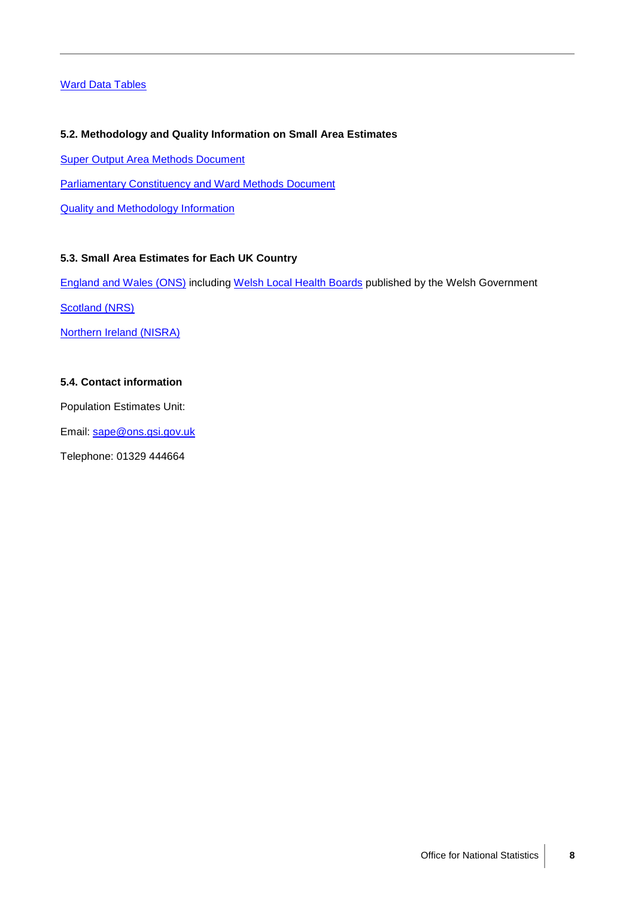Ward Data Tables

### 5.2. Methodology and Quality Information on Small Area Estimates

Super Output Area Methods Document

Parliamentary Constituency and Ward Methods Document

Quality and Methodology Information

### 5.3. Small Area Estimates for Each UK Country

England and Wales (ONS) including Welsh Local Health Boards published by the Welsh Government

Scotland (NRS)

Northern Ireland (NISRA)

### 5.4. Contact information

Population Estimates Unit:

Email: sape@ons.gsi.gov.uk

Telephone: 01329 444664